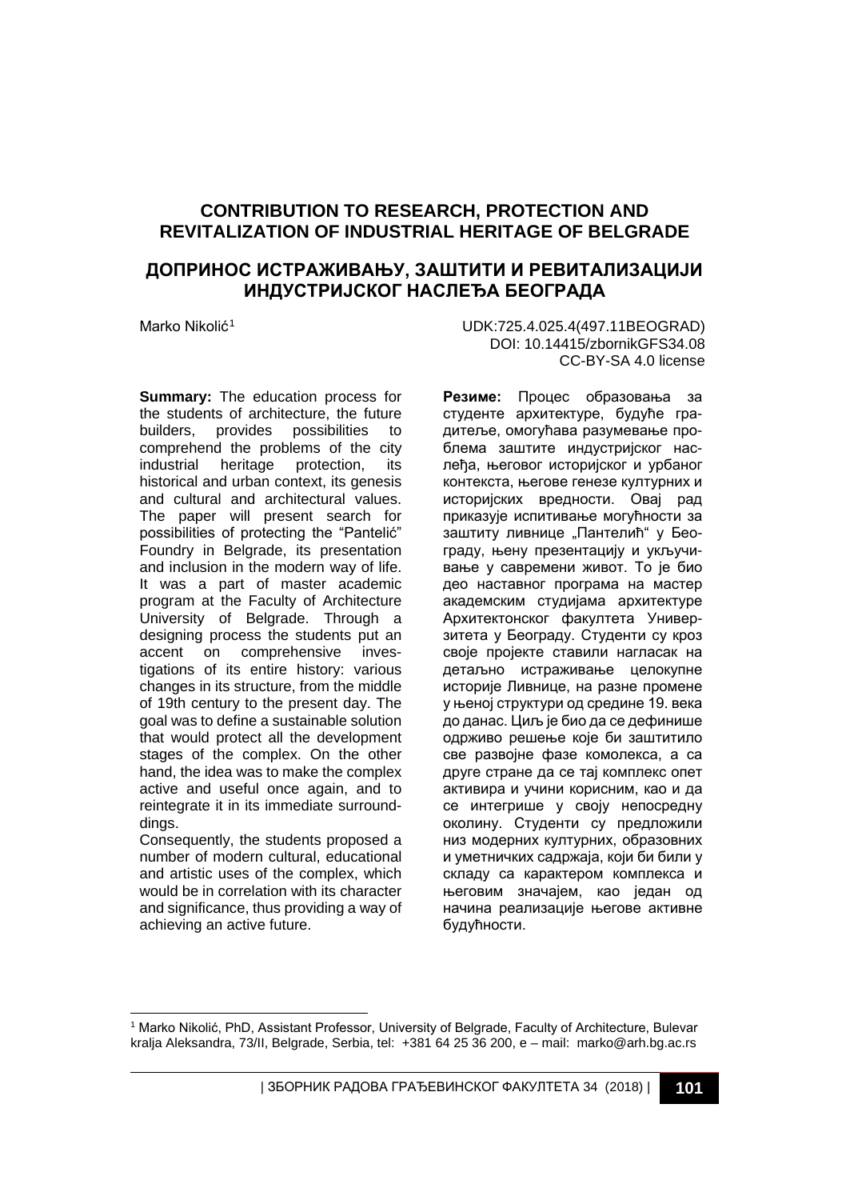# CONTRIBUTION TO RESEARCH, PROTECTION AND REVITALIZATION OF INDUSTRIAL HERITAGE OF BELGRADE

# ДОПРИНОС ИСТРАЖИВАЊУ, ЗАШТИТИ И РЕВИТАЛИЗАЦИЈИ ИНДУСТРИЈСКОГ НАСЛЕЂА БЕОГРАДА

Marko Nikolić[1]

UDK:725.4.025.4(497.11BEOGRAD)
DOI: 10.14415/zbornikGFS34.08
CC-BY-SA 4.0 license

**Summary:** The education process for the students of architecture, the future builders, provides possibilities to comprehend the problems of the city industrial heritage protection, its historical and urban context, its genesis and cultural and architectural values. The paper will present search for possibilities of protecting the "Pantelić" Foundry in Belgrade, its presentation and inclusion in the modern way of life. It was a part of master academic program at the Faculty of Architecture University of Belgrade. Through a designing process the students put an accent on comprehensive investigations of its entire history: various changes in its structure, from the middle of 19th century to the present day. The goal was to define a sustainable solution that would protect all the development stages of the complex. On the other hand, the idea was to make the complex active and useful once again, and to reintegrate it in its immediate surrounddings.

Consequently, the students proposed a number of modern cultural, educational and artistic uses of the complex, which would be in correlation with its character and significance, thus providing a way of achieving an active future.

**Резиме:** Процес образовања за студенте архитектуре, будуће градитеље, омогућава разумевање проблема заштите индустријског наслеђа, његовог историјског и урбаног контекста, његове генезе културних и историјских вредности. Овај рад приказује испитивање могућности за заштиту ливнице „Пантелић" у Београду, њену презентацију и укључивање у савремени живот. То је био део наставног програма на мастер академским студијама архитектуре Архитектонског факултета Универзитета у Београду. Студенти су кроз своје пројекте ставили нагласак на детаљно истраживање целокупне историје Ливнице, на разне промене у њеној структури од средине 19. века до данас. Циљ је био да се дефинише одрживо решење које би заштитило све развојне фазе комолекса, а са друге стране да се тај комплекс опет активира и учини корисним, као и да се интегрише у своју непосредну околину. Студенти су предложили низ модерних културних, образовних и уметничких садржаја, који би били у складу са карактером комплекса и његовим значајем, као један од начина реализације његове активне будућности.

[1] Marko Nikolić, PhD, Assistant Professor, University of Belgrade, Faculty of Architecture, Bulevar kralja Aleksandra, 73/II, Belgrade, Serbia, tel: +381 64 25 36 200, e – mail: marko@arh.bg.ac.rs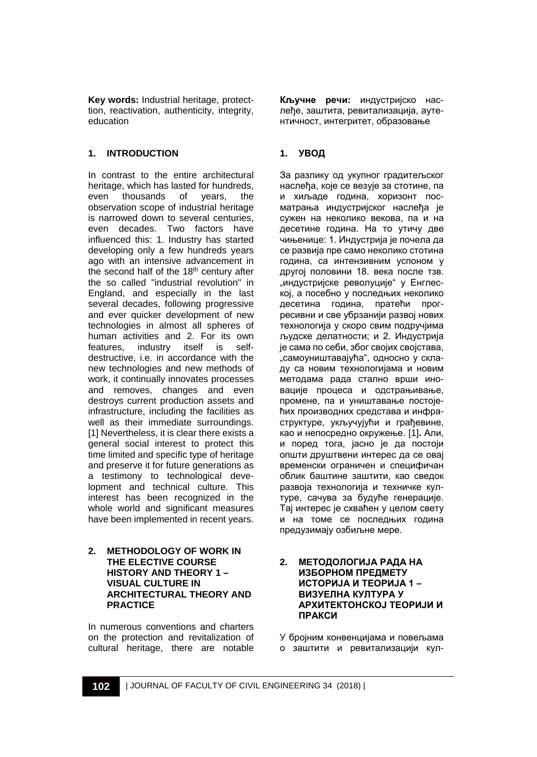**Key words:** Industrial heritage, protecttion, reactivation, authenticity, integrity, education

## 1. INTRODUCTION

In contrast to the entire architectural heritage, which has lasted for hundreds, even thousands of years, the observation scope of industrial heritage is narrowed down to several centuries, even decades. Two factors have influenced this: 1. Industry has started developing only a few hundreds years ago with an intensive advancement in the second half of the 18th century after the so called "industrial revolution" in England, and especially in the last several decades, following progressive and ever quicker development of new technologies in almost all spheres of human activities and 2. For its own features, industry itself is self-destructive, i.e. in accordance with the new technologies and new methods of work, it continually innovates processes and removes, changes and even destroys current production assets and infrastructure, including the facilities as well as their immediate surroundings. [1] Nevertheless, it is clear there exists a general social interest to protect this time limited and specific type of heritage and preserve it for future generations as a testimony to technological development and technical culture. This interest has been recognized in the whole world and significant measures have been implemented in recent years.

## 2. METHODOLOGY OF WORK IN THE ELECTIVE COURSE HISTORY AND THEORY 1 – VISUAL CULTURE IN ARCHITECTURAL THEORY AND PRACTICE

In numerous conventions and charters on the protection and revitalization of cultural heritage, there are notable

**Кључне речи:** индустријско наслеђе, заштита, ревитализација, аутентичност, интегритет, образовање

## 1. УВОД

За разлику од укупног градитељског наслеђа, које се везује за стотине, па и хиљаде година, хоризонт посматрања индустријског наслеђа је сужен на неколико векова, па и на десетине година. На то утичу две чињенице: 1. Индустрија је почела да се развија пре само неколико стотина година, са интензивним успоном у другој половини 18. века после тзв. „индустријске револуције" у Енглеској, а посебно у последњих неколико десетина година, пратећи прогресивни и све убрзанији развој нових технологија у скоро свим подручјима људске делатности; и 2. Индустрија је сама по себи, због својих својстава, „самоуништавајућа", односно у складу са новим технологијама и новим методама рада стално врши иновације процеса и одстрањивање, промене, па и уништавање постојећих производних средстава и инфраструктуре, укључујући и грађевине, као и непосредно окружење. [1]**.** Али, и поред тога, јасно је да постоји општи друштвени интерес да се овај временски ограничен и специфичан облик баштине заштити, као сведок развоја технологија и техничке културе, сачува за будуће генерације. Тај интерес је схваћен у целом свету и на томе се последњих година предузимају озбиљне мере.

## 2. МЕТОДОЛОГИЈА РАДА НА ИЗБОРНОМ ПРЕДМЕТУ ИСТОРИЈА И ТЕОРИЈА 1 – ВИЗУЕЛНА КУЛТУРА У АРХИТЕКТОНСКОЈ ТЕОРИЈИ И ПРАКСИ

У бројним конвенцијама и повељама о заштити и ревитализацији кул-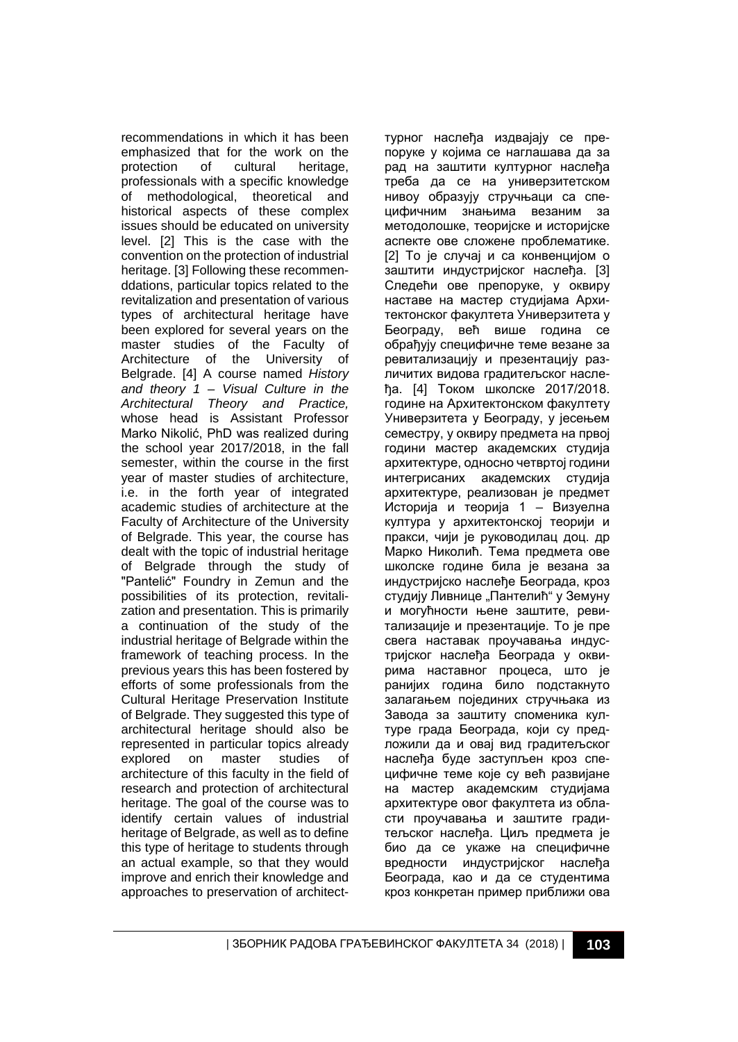recommendations in which it has been emphasized that for the work on the protection of cultural heritage, professionals with a specific knowledge of methodological, theoretical and historical aspects of these complex issues should be educated on university level. [2] This is the case with the convention on the protection of industrial heritage. [3] Following these recommenddations, particular topics related to the revitalization and presentation of various types of architectural heritage have been explored for several years on the master studies of the Faculty of Architecture of the University of Belgrade. [4] A course named *History and theory 1 – Visual Culture in the Architectural Theory and Practice,* whose head is Assistant Professor Marko Nikolić, PhD was realized during the school year 2017/2018, in the fall semester, within the course in the first year of master studies of architecture, i.e. in the forth year of integrated academic studies of architecture at the Faculty of Architecture of the University of Belgrade. This year, the course has dealt with the topic of industrial heritage of Belgrade through the study of "Pantelić" Foundry in Zemun and the possibilities of its protection, revitalization and presentation. This is primarily a continuation of the study of the industrial heritage of Belgrade within the framework of teaching process. In the previous years this has been fostered by efforts of some professionals from the Cultural Heritage Preservation Institute of Belgrade. They suggested this type of architectural heritage should also be represented in particular topics already explored on master studies of architecture of this faculty in the field of research and protection of architectural heritage. The goal of the course was to identify certain values of industrial heritage of Belgrade, as well as to define this type of heritage to students through an actual example, so that they would improve and enrich their knowledge and approaches to preservation of architect-

турног наслеђа издвајају се препоруке у којима се наглашава да за рад на заштити културног наслеђа треба да се на универзитетском нивоу образују стручњаци са специфичним знањима везаним за методолошке, теоријске и историјске аспекте ове сложене проблематике. [2] То је случај и са конвенцијом о заштити индустријског наслеђа. [3] Следећи ове препоруке, у оквиру наставе на мастер студијама Архитектонског факултета Универзитета у Београду, већ више година се обрађују специфичне теме везане за ревитализацију и презентацију различитих видова градитељског наслеђа. [4] Током школске 2017/2018. године на Архитектонском факултету Универзитета у Београду, у јесењем семестру, у оквиру предмета на првој години мастер академских студија архитектуре, односно четвртој години интегрисаних академских студија архитектуре, реализован је предмет Историја и теорија 1 – Визуелна култура у архитектонској теорији и пракси, чији је руководилац доц. др Марко Николић. Тема предмета ове школске године била је везана за индустријско наслеђе Београда, кроз студију Ливнице „Пантелић" у Земуну и могућности њене заштите, ревитализације и презентације. То је пре свега наставак проучавања индустријског наслеђа Београда у оквирима наставног процеса, што је ранијих година било подстакнуто залагањем појединих стручњака из Завода за заштиту споменика културе града Београда, који су предложили да и овај вид градитељског наслеђа буде заступљен кроз специфичне теме које су већ развијане на мастер академским студијама архитектуре овог факултета из области проучавања и заштите градитељског наслеђа. Циљ предмета је био да се укаже на специфичне вредности индустријског наслеђа Београда, као и да се студентима кроз конкретан пример приближи ова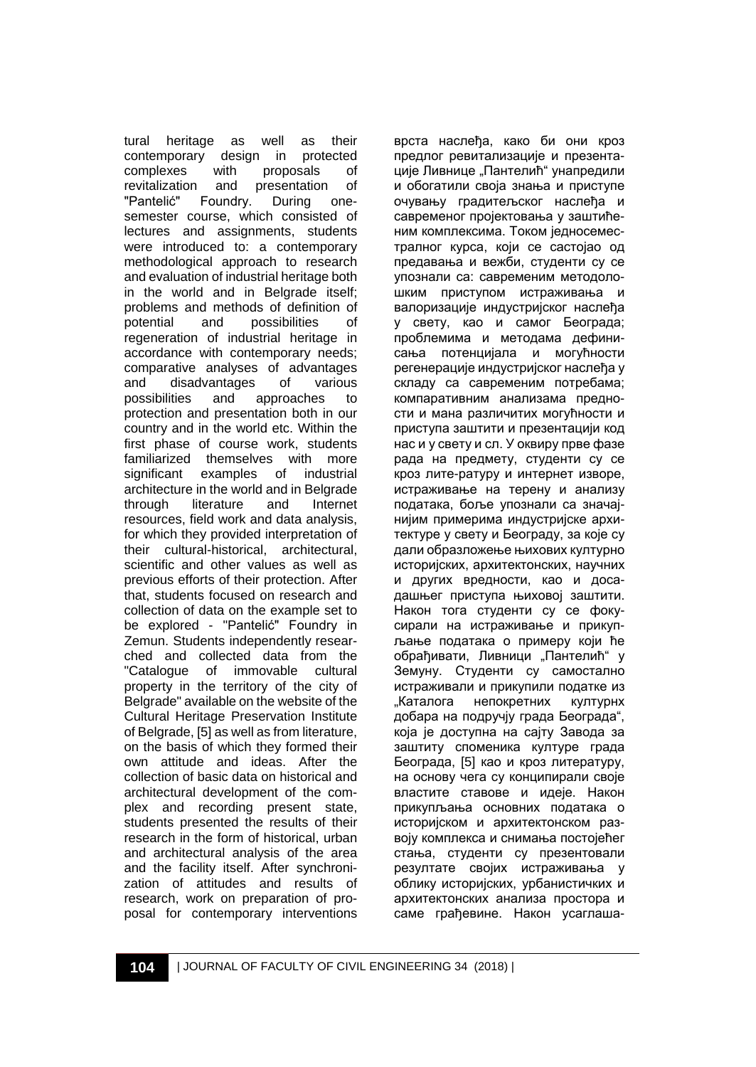tural heritage as well as their contemporary design in protected complexes with proposals of revitalization and presentation of "Pantelić" Foundry. During one-semester course, which consisted of lectures and assignments, students were introduced to: a contemporary methodological approach to research and evaluation of industrial heritage both in the world and in Belgrade itself; problems and methods of definition of potential and possibilities of regeneration of industrial heritage in accordance with contemporary needs; comparative analyses of advantages and disadvantages of various possibilities and approaches to protection and presentation both in our country and in the world etc. Within the first phase of course work, students familiarized themselves with more significant examples of industrial architecture in the world and in Belgrade through literature and Internet resources, field work and data analysis, for which they provided interpretation of their cultural-historical, architectural, scientific and other values as well as previous efforts of their protection. After that, students focused on research and collection of data on the example set to be explored - "Pantelić" Foundry in Zemun. Students independently researched and collected data from the "Catalogue of immovable cultural property in the territory of the city of Belgrade" available on the website of the Cultural Heritage Preservation Institute of Belgrade, [5] as well as from literature, on the basis of which they formed their own attitude and ideas. After the collection of basic data on historical and architectural development of the complex and recording present state, students presented the results of their research in the form of historical, urban and architectural analysis of the area and the facility itself. After synchronization of attitudes and results of research, work on preparation of proposal for contemporary interventions

врста наслеђа, како би они кроз предлог ревитализације и презентације Ливнице „Пантелић" унапредили и обогатили своја знања и приступе очувању градитељског наслеђа и савременог пројектовања у заштићеним комплексима. Током једносеместралног курса, који се састојао од предавања и вежби, студенти су се упознали са: савременим методолошким приступом истраживања и валоризације индустријског наслеђа у свету, као и самог Београда; проблемима и методама дефинисања потенцијала и могућности регенерације индустријског наслеђа у складу са савременим потребама; компаративним анализама предности и мана различитих могућности и приступа заштити и презентацији код нас и у свету и сл. У оквиру прве фазе рада на предмету, студенти су се кроз лите-ратуру и интернет изворе, истраживање на терену и анализу података, боље упознали са значајнијим примерима индустријске архитектуре у свету и Београду, за које су дали образложење њихових културно историјских, архитектонских, научних и других вредности, као и досадашњег приступа њиховој заштити. Након тога студенти су се фокусирали на истраживање и прикупљање података о примеру који ће обрађивати, Ливници „Пантелић" у Земуну. Студенти су самостално истраживали и прикупили податке из „Каталога непокретних културнх добара на подручју града Београда", која је доступна на сајту Завода за заштиту споменика културе града Београда, [5] као и кроз литературу, на основу чега су конципирали своје властите ставове и идеје. Након прикупљања основних података о историјском и архитектонском развоју комплекса и снимања постојећег стања, студенти су презентовали резултате својих истраживања у облику историјских, урбанистичких и архитектонских анализа простора и саме грађевине. Након усаглаша-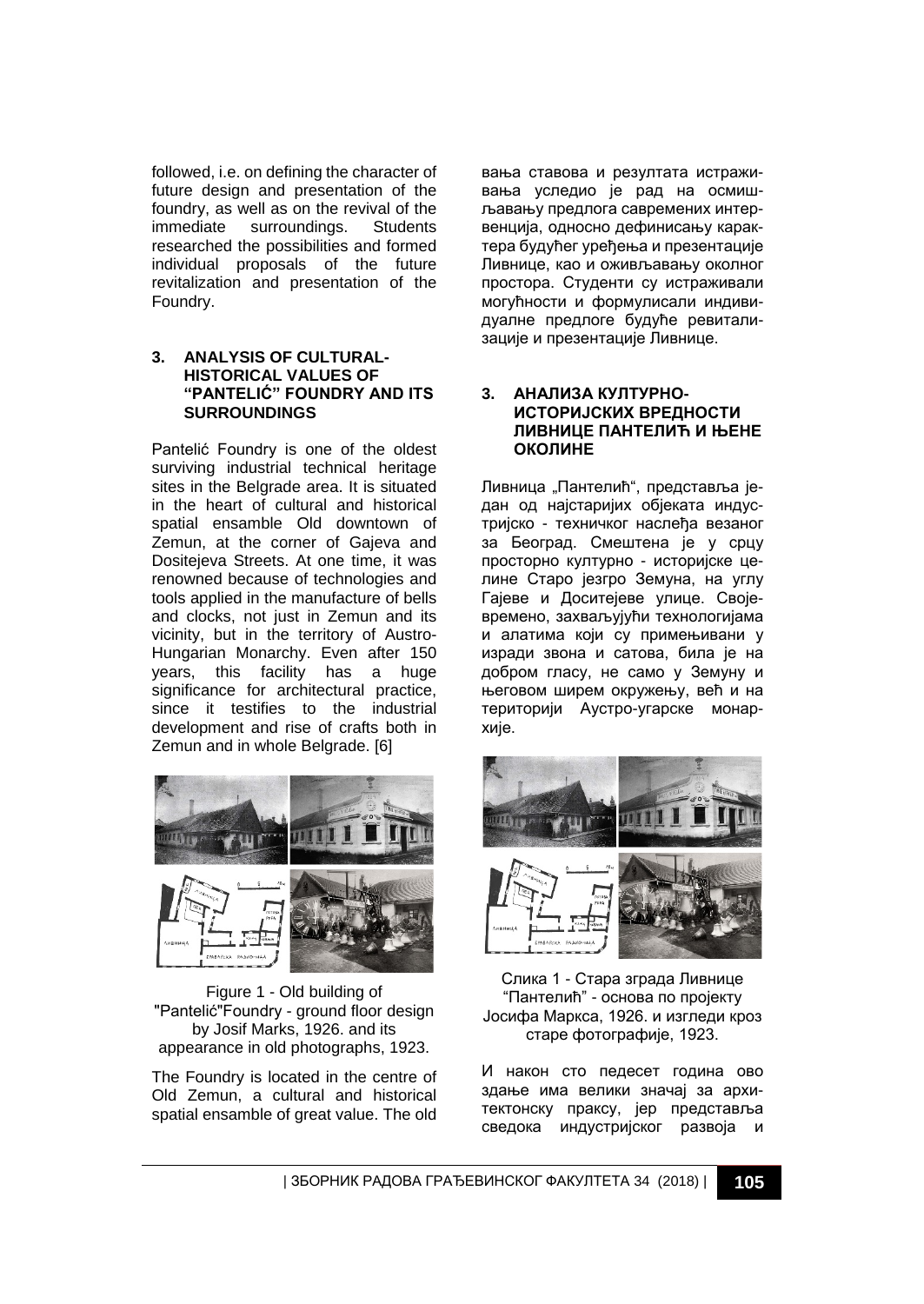followed, i.e. on defining the character of future design and presentation of the foundry, as well as on the revival of the immediate surroundings. Students researched the possibilities and formed individual proposals of the future revitalization and presentation of the Foundry.

### 3. ANALYSIS OF CULTURAL-HISTORICAL VALUES OF "PANTELIĆ" FOUNDRY AND ITS SURROUNDINGS

Pantelić Foundry is one of the oldest surviving industrial technical heritage sites in the Belgrade area. It is situated in the heart of cultural and historical spatial ensamble Old downtown of Zemun, at the corner of Gajeva and Dositejeva Streets. At one time, it was renowned because of technologies and tools applied in the manufacture of bells and clocks, not just in Zemun and its vicinity, but in the territory of Austro-Hungarian Monarchy. Even after 150 years, this facility has a huge significance for architectural practice, since it testifies to the industrial development and rise of crafts both in Zemun and in whole Belgrade. [6]

Figure 1 - Old building of "Pantelić"Foundry - ground floor design by Josif Marks, 1926. and its appearance in old photographs, 1923.

The Foundry is located in the centre of Old Zemun, a cultural and historical spatial ensamble of great value. The old

вања ставова и резултата истраживања уследио је рад на осмишљавању предлога савремених интервенција, односно дефинисању карактера будућег уређења и презентације Ливнице, као и оживљавању околног простора. Студенти су истраживали могућности и формулисали индивидуалне предлоге будуће ревитализације и презентације Ливнице.

### 3. АНАЛИЗА КУЛТУРНО-ИСТОРИЈСКИХ ВРЕДНОСТИ ЛИВНИЦЕ ПАНТЕЛИЋ И ЊЕНЕ ОКОЛИНЕ

Ливница „Пантелић", представља један од најстаријих објеката индустријско - техничког наслеђа везаног за Београд. Смештена је у срцу просторно културно - историјске целине Старо језгро Земуна, на углу Гајеве и Доситејеве улице. Својевремено, захваљујући технологијама и алатима који су примењивани у изради звона и сатова, била је на добром гласу, не само у Земуну и његовом ширем окружењу, већ и на територији Аустро-угарске монархије.

Слика 1 - Стара зграда Ливнице "Пантелић" - основа по пројекту Јосифа Маркса, 1926. и изгледи кроз старе фотографије, 1923.

И након сто педесет година ово здање има велики значај за архитектонску праксу, јер представља сведока индустријског развоја и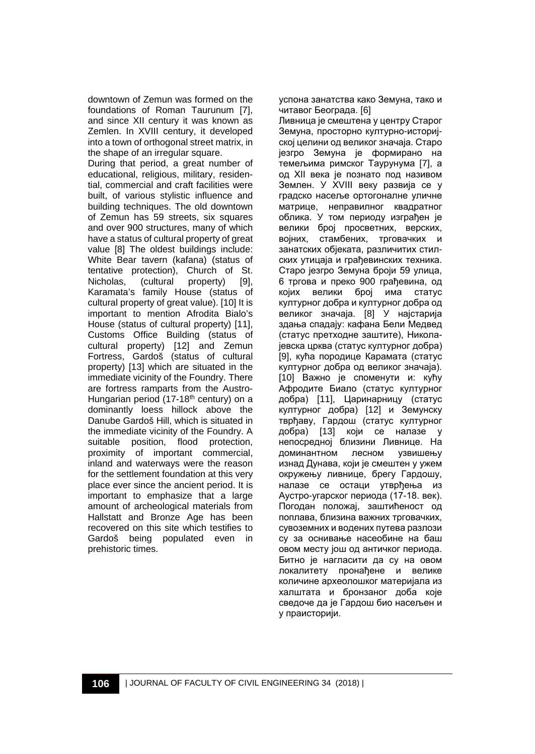downtown of Zemun was formed on the foundations of Roman Taurunum [7], and since XII century it was known as Zemlen. In XVIII century, it developed into a town of orthogonal street matrix, in the shape of an irregular square.

During that period, a great number of educational, religious, military, residential, commercial and craft facilities were built, of various stylistic influence and building techniques. The old downtown of Zemun has 59 streets, six squares and over 900 structures, many of which have a status of cultural property of great value [8] The oldest buildings include: White Bear tavern (kafana) (status of tentative protection), Church of St. Nicholas, (cultural property) [9], Karamata's family House (status of cultural property of great value). [10] It is important to mention Afrodita Bialo's House (status of cultural property) [11], Customs Office Building (status of cultural property) [12] and Zemun Fortress, Gardoš (status of cultural property) [13] which are situated in the immediate vicinity of the Foundry. There are fortress ramparts from the Austro-Hungarian period (17-18th century) on a dominantly loess hillock above the Danube Gardoš Hill, which is situated in the immediate vicinity of the Foundry. A suitable position, flood protection, proximity of important commercial, inland and waterways were the reason for the settlement foundation at this very place ever since the ancient period. It is important to emphasize that a large amount of archeological materials from Hallstatt and Bronze Age has been recovered on this site which testifies to Gardoš being populated even in prehistoric times.

успона занатства како Земуна, тако и читавог Београда. [6]

Ливница је смештена у центру Старог Земуна, просторно културно-историјској целини од великог значаја. Старо језгро Земуна је формирано на темељима римског Таурунума [7], а од XII века је познато под називом Землен. У XVIII веку развија се у градско насеље ортогоналне уличне матрице, неправилног квадратног облика. У том периоду изграђен је велики број просветних, верских, војних, стамбених, трговачких и занатских објеката, различитих стилских утицаја и грађевинских техника. Старо језгро Земуна броји 59 улица, 6 тргова и преко 900 грађевина, од којих велики број има статус културног добра и културног добра од великог значаја. [8] У најстарија здања спадају: кафана Бели Медвед (статус претходне заштите), Николајевска црква (статус културног добра) [9], кућа породице Карамата (статус културног добра од великог значаја). [10] Важно је споменути и: кућу Афродите Биало (статус културног добра) [11], Царинарницу (статус културног добра) [12] и Земунску тврђаву, Гардош (статус културног добра) [13] који се налазе у непосредној близини Ливнице. На доминантном лесном узвишењу изнад Дунава, који је смештен у ужем окружењу ливнице, брегу Гардошу, налазе се остаци утврђења из Аустро-угарског периода (17-18. век). Погодан положај, заштићеност од поплава, близина важних трговачких, сувоземних и водених путева разлози су за оснивање насеобине на баш овом месту још од античког периода. Битно је нагласити да су на овом локалитету пронађене и велике количине археолошког материјала из халштата и бронзаног доба које сведоче да је Гардош био насељен и у праисторији.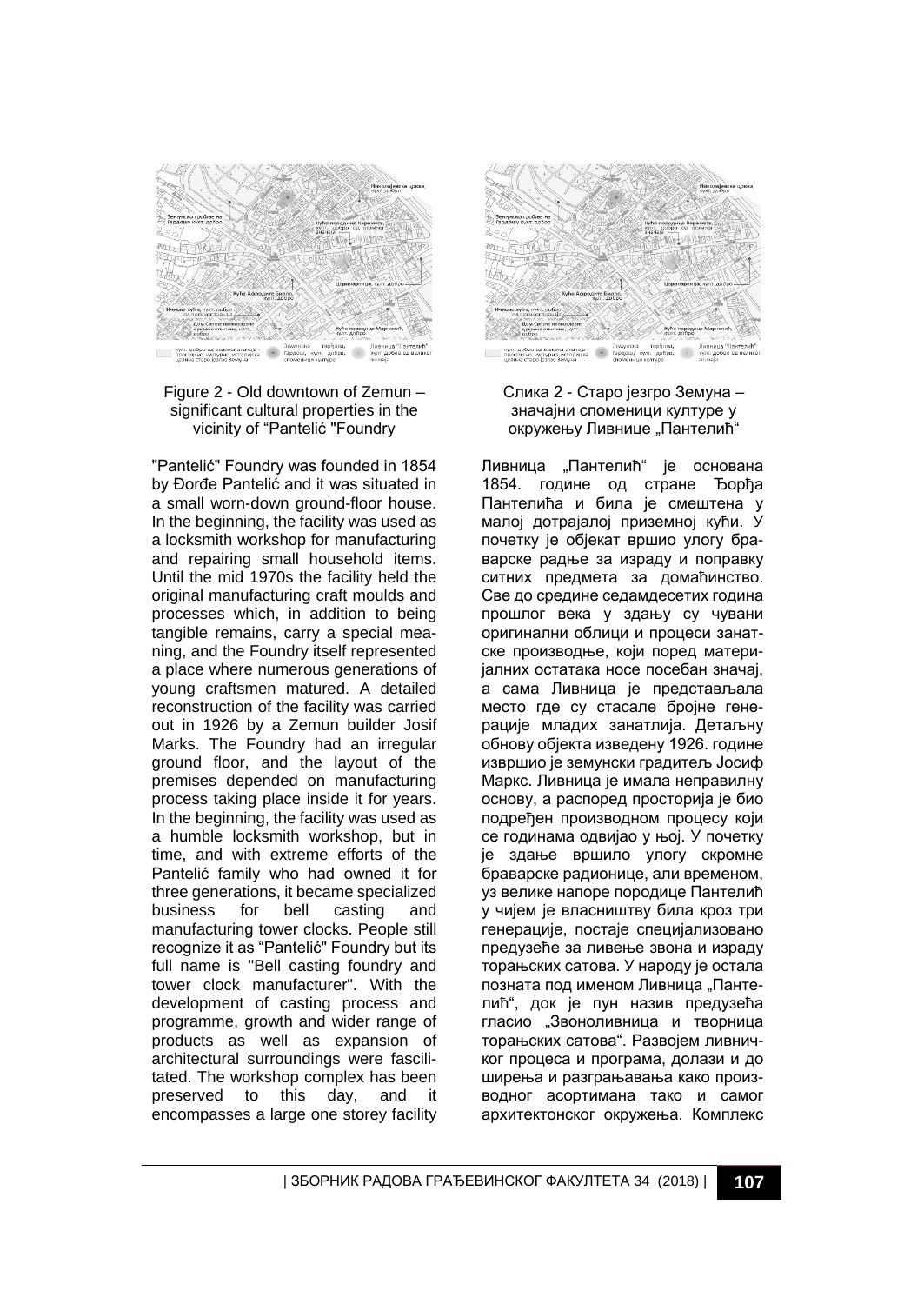Figure 2 - Old downtown of Zemun – significant cultural properties in the vicinity of "Pantelić "Foundry

"Pantelić" Foundry was founded in 1854 by Đorđe Pantelić and it was situated in a small worn-down ground-floor house. In the beginning, the facility was used as a locksmith workshop for manufacturing and repairing small household items. Until the mid 1970s the facility held the original manufacturing craft moulds and processes which, in addition to being tangible remains, carry a special meaning, and the Foundry itself represented a place where numerous generations of young craftsmen matured. A detailed reconstruction of the facility was carried out in 1926 by a Zemun builder Josif Marks. The Foundry had an irregular ground floor, and the layout of the premises depended on manufacturing process taking place inside it for years. In the beginning, the facility was used as a humble locksmith workshop, but in time, and with extreme efforts of the Pantelić family who had owned it for three generations, it became specialized business for bell casting and manufacturing tower clocks. People still recognize it as "Pantelić" Foundry but its full name is "Bell casting foundry and tower clock manufacturer". With the development of casting process and programme, growth and wider range of products as well as expansion of architectural surroundings were fascilitated. The workshop complex has been preserved to this day, and it encompasses a large one storey facility

Слика 2 - Старо језгро Земуна – значајни споменици културе у окружењу Ливнице „Пантелић“

Ливница „Пантелић“ је основана 1854. године од стране Ђорђа Пантелића и била је смештена у малој дотрајалој приземној кући. У почетку је објекат вршио улогу браварске радње за израду и поправку ситних предмета за домаћинство. Све до средине седамдесетих година прошлог века у здању су чувани оригинални облици и процеси занатске производње, који поред материјалних остатака носе посебан значај, а сама Ливница је представљала место где су стасале бројне генерације младих занатлија. Детаљну обнову објекта изведену 1926. године извршио је земунски градитељ Јосиф Маркс. Ливница је имала неправилну основу, а распоред просторија је био подређен производном процесу који се годинама одвијао у њој. У почетку је здање вршило улогу скромне браварске радионице, али временом, уз велике напоре породице Пантелић у чијем је власништву била кроз три генерације, постаје специјализовано предузеће за ливење звона и израду торањских сатова. У народу је остала позната под именом Ливница „Пантелић“, док је пун назив предузећа гласио „Звоноливница и творница торањских сатова“. Развојем ливничког процеса и програма, долази и до ширења и разграњавања како производног асортимана тако и самог архитектонског окружења. Комплекс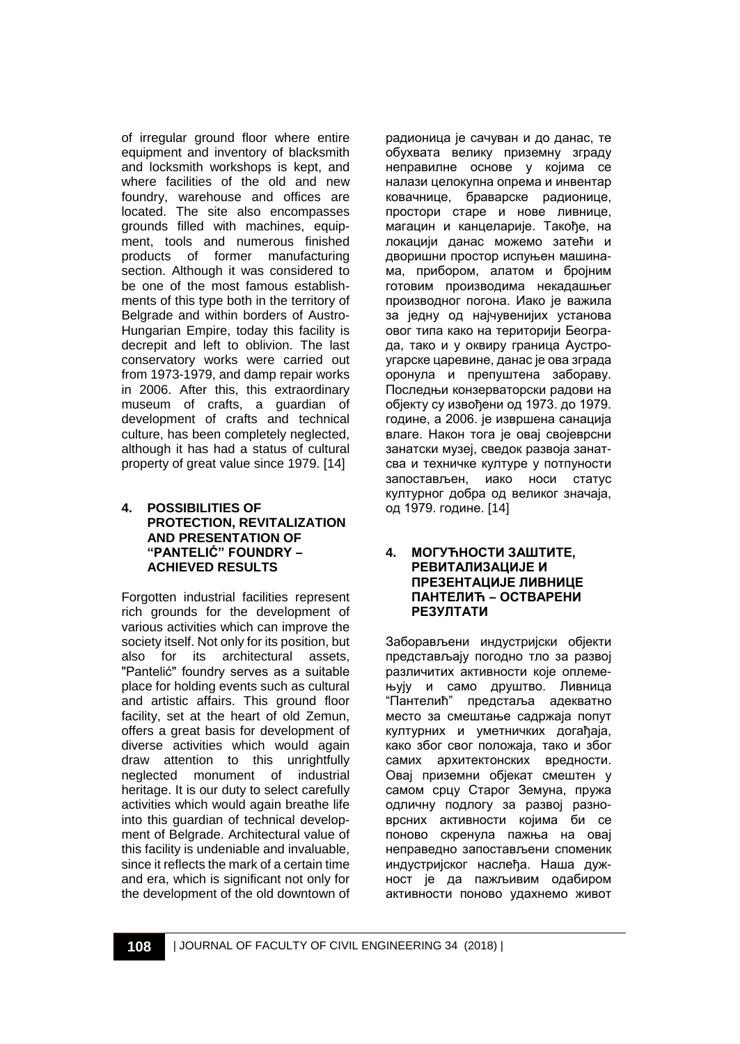of irregular ground floor where entire equipment and inventory of blacksmith and locksmith workshops is kept, and where facilities of the old and new foundry, warehouse and offices are located. The site also encompasses grounds filled with machines, equipment, tools and numerous finished products of former manufacturing section. Although it was considered to be one of the most famous establishments of this type both in the territory of Belgrade and within borders of Austro-Hungarian Empire, today this facility is decrepit and left to oblivion. The last conservatory works were carried out from 1973-1979, and damp repair works in 2006. After this, this extraordinary museum of crafts, a guardian of development of crafts and technical culture, has been completely neglected, although it has had a status of cultural property of great value since 1979. [14]

## 4. POSSIBILITIES OF PROTECTION, REVITALIZATION AND PRESENTATION OF "PANTELIĆ" FOUNDRY – ACHIEVED RESULTS

Forgotten industrial facilities represent rich grounds for the development of various activities which can improve the society itself. Not only for its position, but also for its architectural assets, "Pantelić" foundry serves as a suitable place for holding events such as cultural and artistic affairs. This ground floor facility, set at the heart of old Zemun, offers a great basis for development of diverse activities which would again draw attention to this unrightfully neglected monument of industrial heritage. It is our duty to select carefully activities which would again breathe life into this guardian of technical development of Belgrade. Architectural value of this facility is undeniable and invaluable, since it reflects the mark of a certain time and era, which is significant not only for the development of the old downtown of

радионица је сачуван и до данас, те обухвата велику приземну зграду неправилне основе у којима се налази целокупна опрема и инвентар ковачнице, браварске радионице, простори старе и нове ливнице, магацин и канцеларије. Такође, на локацији данас можемо затећи и дворишни простор испуњен машинама, прибором, алатом и бројним готовим производима некадашњег производног погона. Иако је важила за једну од најчувенијих установа овог типа како на територији Београда, тако и у оквиру граница Аустроугарске царевине, данас је ова зграда оронула и препуштена забораву. Последњи конзерваторски радови на објекту су извођени од 1973. до 1979. године, а 2006. је извршена санација влаге. Након тога је овај својеврсни занатски музеј, сведок развоја занатсва и техничке културе у потпуности запостављен, иако носи статус културног добра од великог значаја, од 1979. године. [14]

## 4. МОГУЋНОСТИ ЗАШТИТЕ, РЕВИТАЛИЗАЦИЈЕ И ПРЕЗЕНТАЦИЈЕ ЛИВНИЦЕ ПАНТЕЛИЋ – ОСТВАРЕНИ РЕЗУЛТАТИ

Заборављени индустријски објекти представљају погодно тло за развој различитих активности које оплемењују и само друштво. Ливница "Пантелић" предстаља адекватно место за смештање садржаја попут културних и уметничких догађаја, како због свог положаја, тако и због самих архитектонских вредности. Овај приземни објекат смештен у самом срцу Старог Земуна, пружа одличну подлогу за развој разноврсних активности којима би се поново скренула пажња на овај неправедно запостављени споменик индустријског наслеђа. Наша дужност је да пажљивим одабиром активности поново удахнемо живот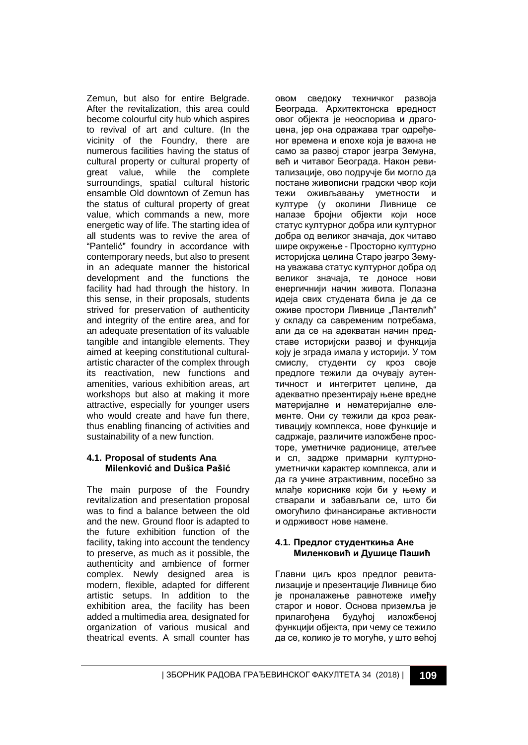Zemun, but also for entire Belgrade. After the revitalization, this area could become colourful city hub which aspires to revival of art and culture. (In the vicinity of the Foundry, there are numerous facilities having the status of cultural property or cultural property of great value, while the complete surroundings, spatial cultural historic ensamble Old downtown of Zemun has the status of cultural property of great value, which commands a new, more energetic way of life. The starting idea of all students was to revive the area of "Pantelić" foundry in accordance with contemporary needs, but also to present in an adequate manner the historical development and the functions the facility had had through the history. In this sense, in their proposals, students strived for preservation of authenticity and integrity of the entire area, and for an adequate presentation of its valuable tangible and intangible elements. They aimed at keeping constitutional cultural-artistic character of the complex through its reactivation, new functions and amenities, various exhibition areas, art workshops but also at making it more attractive, especially for younger users who would create and have fun there, thus enabling financing of activities and sustainability of a new function.

### 4.1. Proposal of students Ana Milenković and Dušica Pašić

The main purpose of the Foundry revitalization and presentation proposal was to find a balance between the old and the new. Ground floor is adapted to the future exhibition function of the facility, taking into account the tendency to preserve, as much as it possible, the authenticity and ambience of former complex. Newly designed area is modern, flexible, adapted for different artistic setups. In addition to the exhibition area, the facility has been added a multimedia area, designated for organization of various musical and theatrical events. A small counter has

овом сведоку техничког развоја Београда. Архитектонска вредност овог објекта је неоспорива и драгоцена, јер она одражава траг одређеног времена и епохе која је важна не само за развој старог језгра Земуна, већ и читавог Београда. Након ревитализације, ово подручје би могло да постане живописни градски чвор који тежи оживљавању уметности и културе (у околини Ливнице се налазе бројни објекти који носе статус културног добра или културног добра од великог значаја, док читаво шире окружење - Просторно културно историјска целина Старо језгро Земуна уважава статус културног добра од великог значаја, те доносе нови енергичнији начин живота. Полазна идеја свих студената била је да се оживе простори Ливнице „Пантелић" у складу са савременим потребама, али да се на адекватан начин представе историјски развој и функција коју је зграда имала у историји. У том смислу, студенти су кроз своје предлоге тежили да очувају аутентичност и интегритет целине, да адекватно презентирају њене вредне материјалне и нематеријалне елементе. Они су тежили да кроз реактивацију комплекса, нове функције и садржаје, различите изложбене просторе, уметничке радионице, атељее и сл, задрже примарни културно-уметнички карактер комплекса, али и да га учине атрактивним, посебно за млађе кориснике који би у њему и стварали и забављали се, што би омогућило финансирање активности и одрживост нове намене.

### 4.1. Предлог студенткиња Ане Миленковић и Душице Пашић

Главни циљ кроз предлог ревитализације и презентације Ливнице био је проналажење равнотеже имеђу старог и новог. Основа приземља је прилагођена будућој изложбеној функцији објекта, при чему се тежило да се, колико је то могуће, у што већој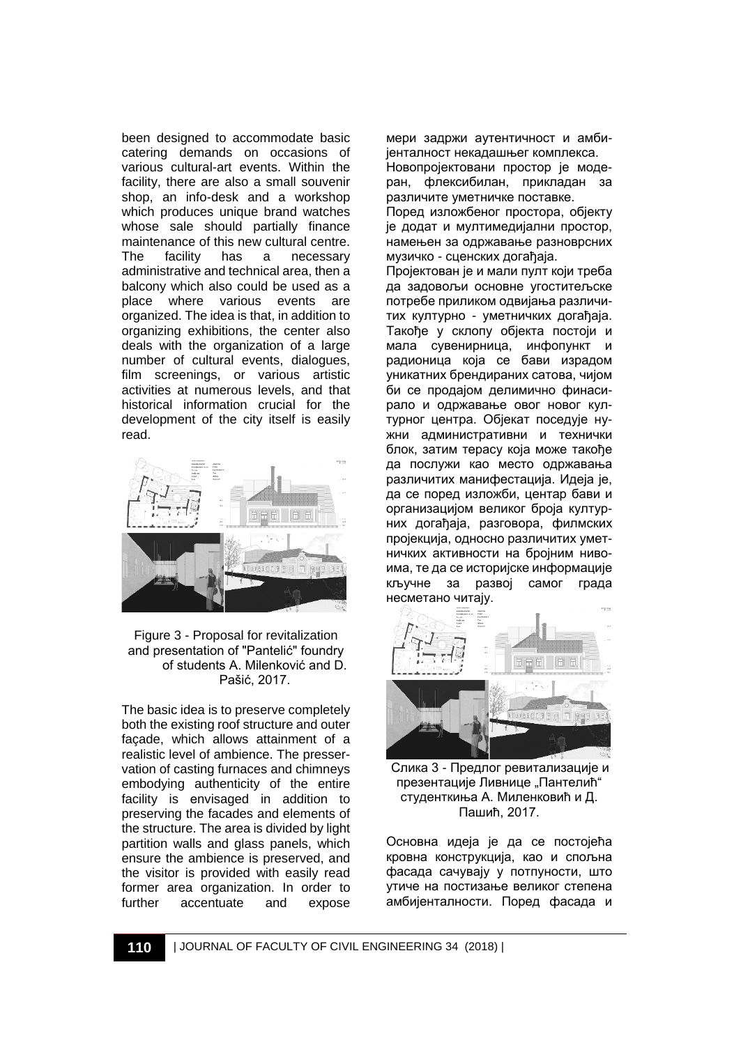been designed to accommodate basic catering demands on occasions of various cultural-art events. Within the facility, there are also a small souvenir shop, an info-desk and a workshop which produces unique brand watches whose sale should partially finance maintenance of this new cultural centre. The facility has a necessary administrative and technical area, then a balcony which also could be used as a place where various events are organized. The idea is that, in addition to organizing exhibitions, the center also deals with the organization of a large number of cultural events, dialogues, film screenings, or various artistic activities at numerous levels, and that historical information crucial for the development of the city itself is easily read.

Figure 3 - Proposal for revitalization and presentation of "Pantelić" foundry of students A. Milenković and D. Pašić, 2017.

The basic idea is to preserve completely both the existing roof structure and outer façade, which allows attainment of a realistic level of ambience. The presser-vation of casting furnaces and chimneys embodying authenticity of the entire facility is envisaged in addition to preserving the facades and elements of the structure. The area is divided by light partition walls and glass panels, which ensure the ambience is preserved, and the visitor is provided with easily read former area organization. In order to further accentuate and expose

мери задржи аутентичност и амбијенталност некадашњег комплекса. Новопројектовани простор је модеран, флексибилан, прикладан за различите уметничке поставке.

Поред изложбеног простора, објекту је додат и мултимедијални простор, намењен за одржавање разноврсних музичко - сценских догађаја.

Пројектован је и мали пулт који треба да задовољи основне угоститељске потребе приликом одвијања различитих културно - уметничких догађаја. Такође у склопу објекта постоји и мала сувенирница, инфопункт и радионица која се бави израдом уникатних брендираних сатова, чијом би се продајом делимично финансирало и одржавање овог новог културног центра. Објекат поседује нужни административни и технички блок, затим терасу која може такође да послужи као место одржавања различитих манифестација. Идеја је, да се поред изложби, центар бави и организацијом великог броја културних догађаја, разговора, филмских пројекција, односно различитих уметничких активности на бројним нивоима, те да се историјске информације кључне за развој самог града несметано читају.

Слика 3 - Предлог ревитализације и презентације Ливнице „Пантелић" студенткиња А. Миленковић и Д. Пашић, 2017.

Основна идеја је да се постојећа кровна конструкција, као и спољна фасада сачувају у потпуности, што утиче на постизање великог степена амбијенталности. Поред фасада и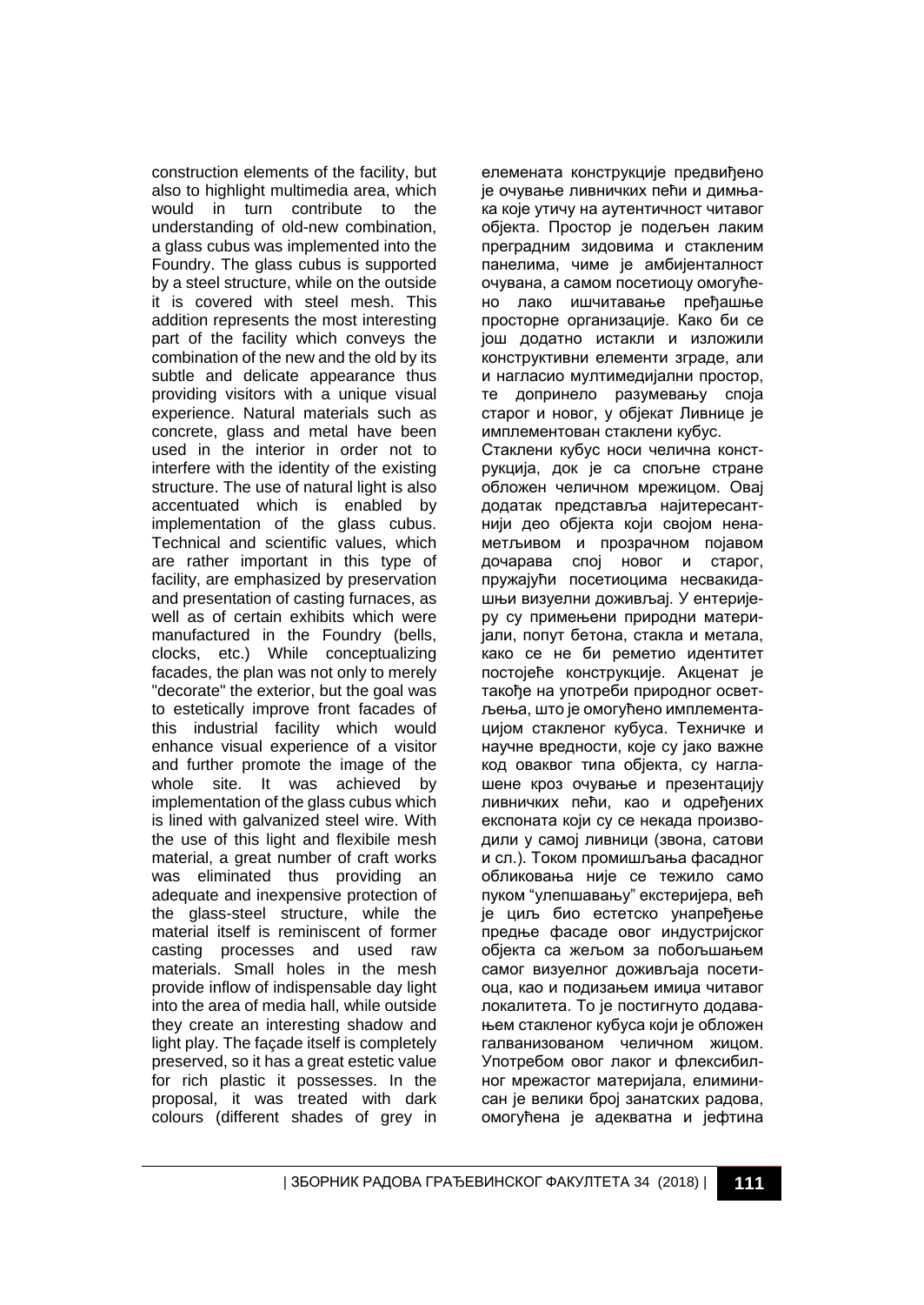construction elements of the facility, but also to highlight multimedia area, which would in turn contribute to the understanding of old-new combination, a glass cubus was implemented into the Foundry. The glass cubus is supported by a steel structure, while on the outside it is covered with steel mesh. This addition represents the most interesting part of the facility which conveys the combination of the new and the old by its subtle and delicate appearance thus providing visitors with a unique visual experience. Natural materials such as concrete, glass and metal have been used in the interior in order not to interfere with the identity of the existing structure. The use of natural light is also accentuated which is enabled by implementation of the glass cubus. Technical and scientific values, which are rather important in this type of facility, are emphasized by preservation and presentation of casting furnaces, as well as of certain exhibits which were manufactured in the Foundry (bells, clocks, etc.) While conceptualizing facades, the plan was not only to merely "decorate" the exterior, but the goal was to estetically improve front facades of this industrial facility which would enhance visual experience of a visitor and further promote the image of the whole site. It was achieved by implementation of the glass cubus which is lined with galvanized steel wire. With the use of this light and flexibile mesh material, a great number of craft works was eliminated thus providing an adequate and inexpensive protection of the glass-steel structure, while the material itself is reminiscent of former casting processes and used raw materials. Small holes in the mesh provide inflow of indispensable day light into the area of media hall, while outside they create an interesting shadow and light play. The façade itself is completely preserved, so it has a great estetic value for rich plastic it possesses. In the proposal, it was treated with dark colours (different shades of grey in

елемената конструкције предвиђено је очување ливничких пећи и димњака које утичу на аутентичност читавог објекта. Простор је подељен лаким преградним зидовима и стакленим панелима, чиме је амбијенталност очувана, а самом посетиоцу омогућено лако ишчитавање пређашње просторне организације. Како би се још додатно истакли и изложили конструктивни елементи зграде, али и нагласио мултимедијални простор, те допринело разумевању споја старог и новог, у објекат Ливнице је имплементован стаклени кубус.

Стаклени кубус носи челична конструкција, док је са спољне стране обложен челичном мрежицом. Овај додатак представља најинтересантнији део објекта који својом ненаметљивом и прозрачном појавом дочарава спој новог и старог, пружајући посетиоцима несвакидашњи визуелни доживљај. У ентеријеру су примењени природни материјали, попут бетона, стакла и метала, како се не би реметио идентитет постојеће конструкције. Акценат је такође на употреби природног осветљења, што је омогућено имплементацијом стакленог кубуса. Техничке и научне вредности, које су јако важне код оваквог типа објекта, су наглашене кроз очување и презентацију ливничких пећи, као и одређених експоната који су се некада производили у самој ливници (звона, сатови и сл.). Током промишљања фасадног обликовања није се тежило само пуком "улепшавању" екстеријера, већ је циљ био естетско унапређење предње фасаде овог индустријског објекта са жељом за побољшањем самог визуелног доживљаја посетиоца, као и подизањем имиџа читавог локалитета. То је постигнуто додавањем стакленог кубуса који је обложен галванизованом челичном жицом. Употребом овог лаког и флексибилног мрежастог материјала, елиминисан је велики број занатских радова, омогућена је адекватна и јефтина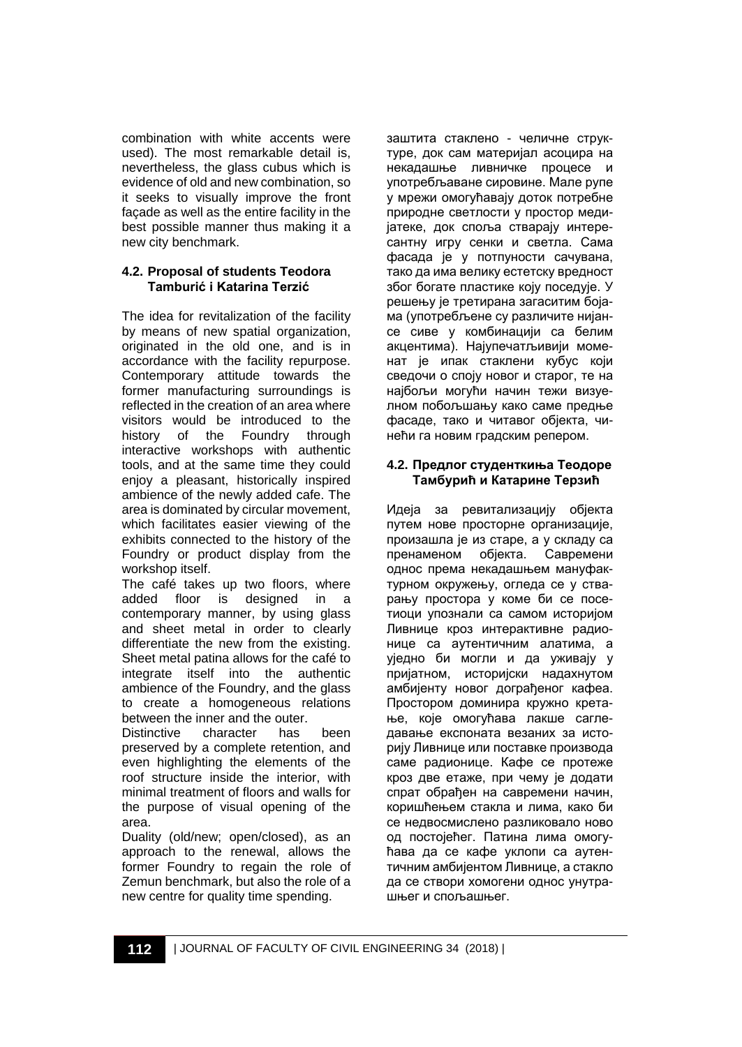combination with white accents were used). The most remarkable detail is, nevertheless, the glass cubus which is evidence of old and new combination, so it seeks to visually improve the front façade as well as the entire facility in the best possible manner thus making it a new city benchmark.

### 4.2. Proposal of students Teodora Tamburić i Katarina Terzić

The idea for revitalization of the facility by means of new spatial organization, originated in the old one, and is in accordance with the facility repurpose. Contemporary attitude towards the former manufacturing surroundings is reflected in the creation of an area where visitors would be introduced to the history of the Foundry through interactive workshops with authentic tools, and at the same time they could enjoy a pleasant, historically inspired ambience of the newly added cafe. The area is dominated by circular movement, which facilitates easier viewing of the exhibits connected to the history of the Foundry or product display from the workshop itself.

The café takes up two floors, where added floor is designed in a contemporary manner, by using glass and sheet metal in order to clearly differentiate the new from the existing. Sheet metal patina allows for the café to integrate itself into the authentic ambience of the Foundry, and the glass to create a homogeneous relations between the inner and the outer.

Distinctive character has been preserved by a complete retention, and even highlighting the elements of the roof structure inside the interior, with minimal treatment of floors and walls for the purpose of visual opening of the area.

Duality (old/new; open/closed), as an approach to the renewal, allows the former Foundry to regain the role of Zemun benchmark, but also the role of a new centre for quality time spending.

заштита стаклено - челичне структуре, док сам материјал асоцира на некадашње livничке процесе и употребљаване сировине. Мале рупе у мрежи омогућавају доток потребне природне светлости у простор медијатеке, док споља стварају интересантну игру сенки и светла. Сама фасада је у потпуности сачувана, тако да има велику естетску вредност због богате пластике коју поседује. У решењу је третирана загаситим бојама (употребљене су различите нијансе сиве у комбинацији са белим акцентима). Најупечатљивији моменат је ипак стаклени кубус који сведочи о споју новог и старог, те на најбољи могући начин тежи визуелном побољшању како саме предње фасаде, тако и читавог објекта, чинећи га новим градским репером.

### 4.2. Предлог студенткиња Теодоре Тамбурић и Катарине Терзић

Идеја за ревитализацију објекта путем нове просторне организације, произашла је из старе, а у складу са пренаменом објекта. Савремени однос према некадашњем мануфактурном окружењу, огледа се у стварању простора у коме би се посетиоци упознали са самом историјом Ливнице кроз интерактивне радионице са аутентичним алатима, а уједно би могли и да уживају у пријатном, историјски надахнутом амбијенту новог дограђеног кафеа. Простором доминира кружно кретање, које омогућава лакше сагледавање експоната везаних за историју Ливнице или поставке производа саме радионице. Кафе се протеже кроз две етаже, при чему је додати спрат обрађен на савремени начин, коришћењем стакла и лима, како би се недвосмислено разликовало ново од постојећег. Патина лима омогућава да се кафе уклопи са аутентичним амбијентом Ливнице, а стакло да се створи хомогени однос унутрашњег и спољашњег.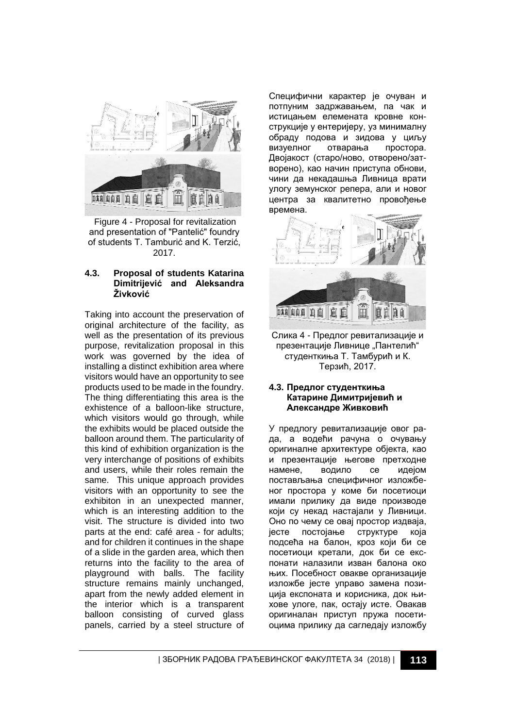Figure 4 - Proposal for revitalization and presentation of "Pantelić" foundry of students T. Tamburić and K. Terzić, 2017.

### 4.3. Proposal of students Katarina Dimitrijević and Aleksandra Živković

Taking into account the preservation of original architecture of the facility, as well as the presentation of its previous purpose, revitalization proposal in this work was governed by the idea of installing a distinct exhibition area where visitors would have an opportunity to see products used to be made in the foundry. The thing differentiating this area is the exhistence of a balloon-like structure, which visitors would go through, while the exhibits would be placed outside the balloon around them. The particularity of this kind of exhibition organization is the very interchange of positions of exhibits and users, while their roles remain the same. This unique approach provides visitors with an opportunity to see the exhibiton in an unexpected manner, which is an interesting addition to the visit. The structure is divided into two parts at the end: café area - for adults; and for children it continues in the shape of a slide in the garden area, which then returns into the facility to the area of playground with balls. The facility structure remains mainly unchanged, apart from the newly added element in the interior which is a transparent balloon consisting of curved glass panels, carried by a steel structure of

Специфични карактер је очуван и потпуним задржавањем, па чак и истицањем елемената кровне конструкције у ентеријеру, уз минималну обраду подова и зидова у циљу визуелног отварања простора. Двојакост (старо/ново, отворено/затворено), као начин приступа обнови, чини да некадашња Ливница врати улогу земунског репера, али и новог центра за квалитетно провођење времена.

Слика 4 - Предлог ревитализације и презентације Ливнице „Пантелић" студенткиња Т. Тамбурић и К. Терзић, 2017.

### 4.3. Предлог студенткиња Катарине Димитријевић и Александре Живковић

У предлогу ревитализације овог рада, а водећи рачуна о очувању оригиналне архитектуре објекта, као и презентације његове претходне намене, водило се идејом постављања специфичног изложбеног простора у коме би посетиоци имали прилику да виде производе који су некад настајали у Ливници. Оно по чему се овај простор издваја, јесте постојање структуре која подсећа на балон, кроз који би се посетиоци кретали, док би се експонати налазили изван балона око њих. Посебност овакве организације изложбе јесте управо замена позиција експоната и корисника, док њихове улоге, пак, остају исте. Овакав оригиналан приступ пружа посетиоцима прилику да сагледају изложбу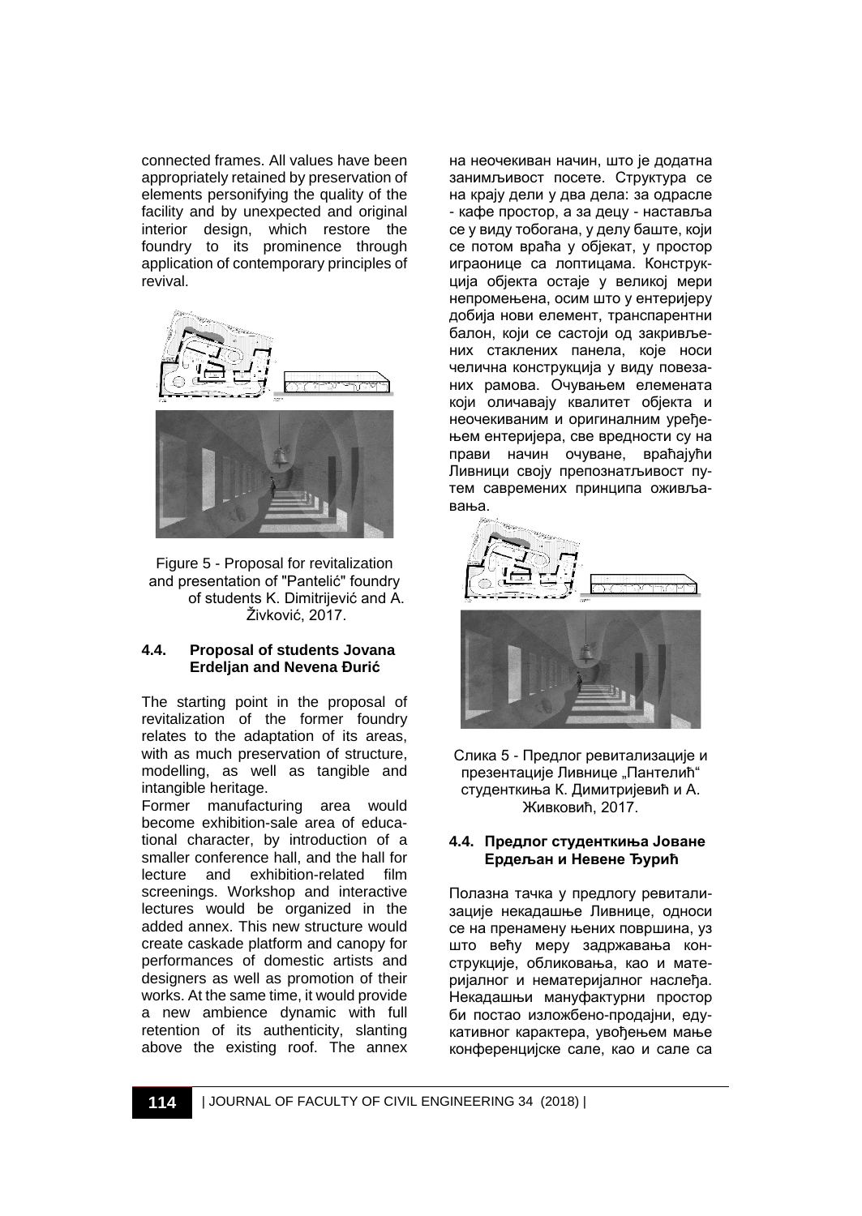connected frames. All values have been appropriately retained by preservation of elements personifying the quality of the facility and by unexpected and original interior design, which restore the foundry to its prominence through application of contemporary principles of revival.

Figure 5 - Proposal for revitalization and presentation of "Pantelić" foundry of students K. Dimitrijević and A. Živković, 2017.

#### 4.4. Proposal of students Jovana Erdeljan and Nevena Đurić

The starting point in the proposal of revitalization of the former foundry relates to the adaptation of its areas, with as much preservation of structure, modelling, as well as tangible and intangible heritage.

Former manufacturing area would become exhibition-sale area of educational character, by introduction of a smaller conference hall, and the hall for lecture and exhibition-related film screenings. Workshop and interactive lectures would be organized in the added annex. This new structure would create caskade platform and canopy for performances of domestic artists and designers as well as promotion of their works. At the same time, it would provide a new ambience dynamic with full retention of its authenticity, slanting above the existing roof. The annex

на неочекиван начин, што је додатна занимљивост посете. Структура се на крају дели у два дела: за одрасле - кафе простор, а за децу - наставља се у виду тобогана, у делу баште, који се потом враћа у објекат, у простор играонице са лоптицама. Конструкција објекта остаје у великој мери непромењена, осим што у ентеријеру добија нови елемент, транспарентни балон, који се састоји од закривљених стаклених панела, које носи челична конструкција у виду повезаних рамова. Очувањем елемената који оличавају квалитет објекта и неочекиваним и оригиналним уређењем ентеријера, све вредности су на прави начин очуване, враћајући Ливници своју препознатљивост путем савремених принципа оживљавања.

Слика 5 - Предлог ревитализације и презентације Ливнице „Пантелић" студенткиња К. Димитријевић и А. Живковић, 2017.

#### 4.4. Предлог студенткиња Јоване Ердељан и Невене Ђурић

Полазна тачка у предлогу ревитализације некадашње Ливнице, односи се на пренамену њених површина, уз што већу меру задржавања конструкције, обликовања, као и материјалног и нематеријалног наслеђа. Некадашњи мануфактурни простор би постао изложбено-продајни, едукативног карактера, увођењем мање конференцијске сале, као и сале са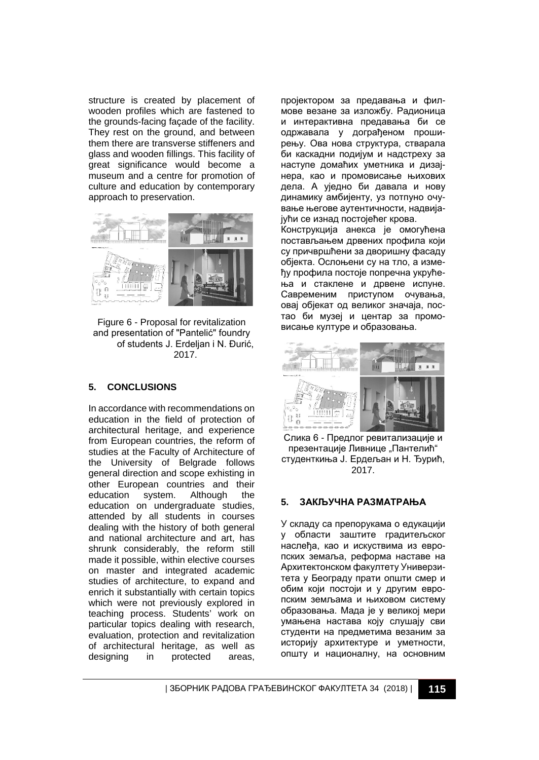structure is created by placement of wooden profiles which are fastened to the grounds-facing façade of the facility. They rest on the ground, and between them there are transverse stiffeners and glass and wooden fillings. This facility of great significance would become a museum and a centre for promotion of culture and education by contemporary approach to preservation.

Figure 6 - Proposal for revitalization and presentation of "Pantelić" foundry of students J. Erdeljan i N. Đurić, 2017.

## 5. CONCLUSIONS

In accordance with recommendations on education in the field of protection of architectural heritage, and experience from European countries, the reform of studies at the Faculty of Architecture of the University of Belgrade follows general direction and scope exhisting in other European countries and their education system. Although the education on undergraduate studies, attended by all students in courses dealing with the history of both general and national architecture and art, has shrunk considerably, the reform still made it possible, within elective courses on master and integrated academic studies of architecture, to expand and enrich it substantially with certain topics which were not previously explored in teaching process. Students' work on particular topics dealing with research, evaluation, protection and revitalization of architectural heritage, as well as designing in protected areas,

пројектором за предавања и филмове везане за изложбу. Радионица и интерактивна предавања би се одржавала у дограђеном проширењу. Ова нова структура, стварала би каскадни подијум и надстреху за наступе домаћих уметника и дизајнера, као и промовисање њихових дела. А уједно би давала и нову динамику амбијенту, уз потпуно очување његове аутентичности, надвијајући се изнад постојећег крова.

Конструкција анекса је омогућена постављањем дрвених профила који су причвршћени за дворишну фасаду објекта. Ослоњени су на тло, а између профила постоје попречна укрућења и стаклене и дрвене испуне. Савременим приступом очувања, овај објекат од великог значаја, постао би музеј и центар за промовисање културе и образовања.

Слика 6 - Предлог ревитализације и презентације Ливнице „Пантелић" студенткиња Ј. Ердељан и Н. Ђурић, 2017.

## 5. ЗАКЉУЧНА РАЗМАТРАЊА

У складу са препорукама о едукацији у области заштите градитељског наслеђа, као и искуствима из европских земаља, реформа наставе на Архитектонском факултету Универзитета у Београду прати општи смер и обим који постоји и у другим европским земљама и њиховом систему образовања. Мада је у великој мери умањена настава коју слушају сви студенти на предметима везаним за историју архитектуре и уметности, општу и националну, на основним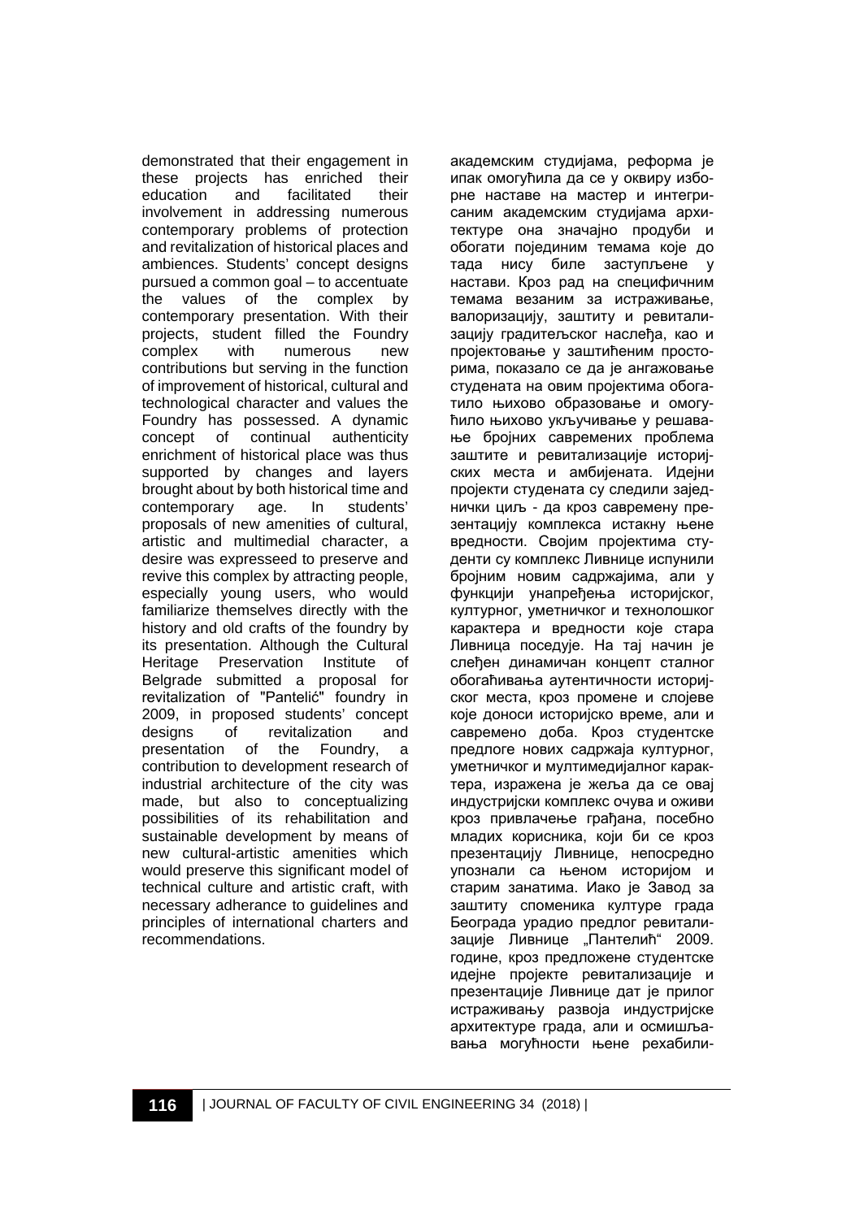demonstrated that their engagement in these projects has enriched their education and facilitated their involvement in addressing numerous contemporary problems of protection and revitalization of historical places and ambiences. Students' concept designs pursued a common goal – to accentuate the values of the complex by contemporary presentation. With their projects, student filled the Foundry complex with numerous new contributions but serving in the function of improvement of historical, cultural and technological character and values the Foundry has possessed. A dynamic concept of continual authenticity enrichment of historical place was thus supported by changes and layers brought about by both historical time and contemporary age. In students' proposals of new amenities of cultural, artistic and multimedial character, a desire was expresseed to preserve and revive this complex by attracting people, especially young users, who would familiarize themselves directly with the history and old crafts of the foundry by its presentation. Although the Cultural Heritage Preservation Institute of Belgrade submitted a proposal for revitalization of "Pantelić" foundry in 2009, in proposed students' concept designs of revitalization and presentation of the Foundry, a contribution to development research of industrial architecture of the city was made, but also to conceptualizing possibilities of its rehabilitation and sustainable development by means of new cultural-artistic amenities which would preserve this significant model of technical culture and artistic craft, with necessary adherance to guidelines and principles of international charters and recommendations.

академским студијама, реформа је ипак омогућила да се у оквиру изборне наставе на мастер и интегрисаним академским студијама архитектуре она значајно продуби и обогати појединим темама које до тада нису биле заступљене у настави. Кроз рад на специфичним темама везаним за истраживање, валоризацију, заштиту и ревитализацију градитељског наслеђа, као и пројектовање у заштићеним просторима, показало се да је ангажовање студената на овим пројектима обогатило њихово образовање и омогућило њихово укључивање у решавање бројних савремених проблема заштите и ревитализације историјских места и амбијената. Идејни пројекти студената су следили заједнички циљ - да кроз савремену презентацију комплекса истакну њене вредности. Својим пројектима студенти су комплекс Ливнице испунили бројним новим садржајима, али у функцији унапређења историјског, културног, уметничког и технолошког карактера и вредности које стара Ливница поседује. На тај начин је слеђен динамичан концепт сталног обогаћивања аутентичности историјског места, кроз промене и слојеве које доноси историјско време, али и савремено доба. Кроз студентске предлоге нових садржаја културног, уметничког и мултимедијалног карактера, изражена је жеља да се овај индустријски комплекс очува и оживи кроз привлачење грађана, посебно младих корисника, који би се кроз презентацију Ливнице, непосредно упознали са њеном историјом и старим занатима. Иако је Завод за заштиту споменика културе града Београда урадио предлог ревитализације Ливнице „Пантелић" 2009. године, кроз предложене студентске идејне пројекте ревитализације и презентације Ливнице дат је прилог истраживању развоја индустријске архитектуре града, али и осмишљавања могућности њене рехабили-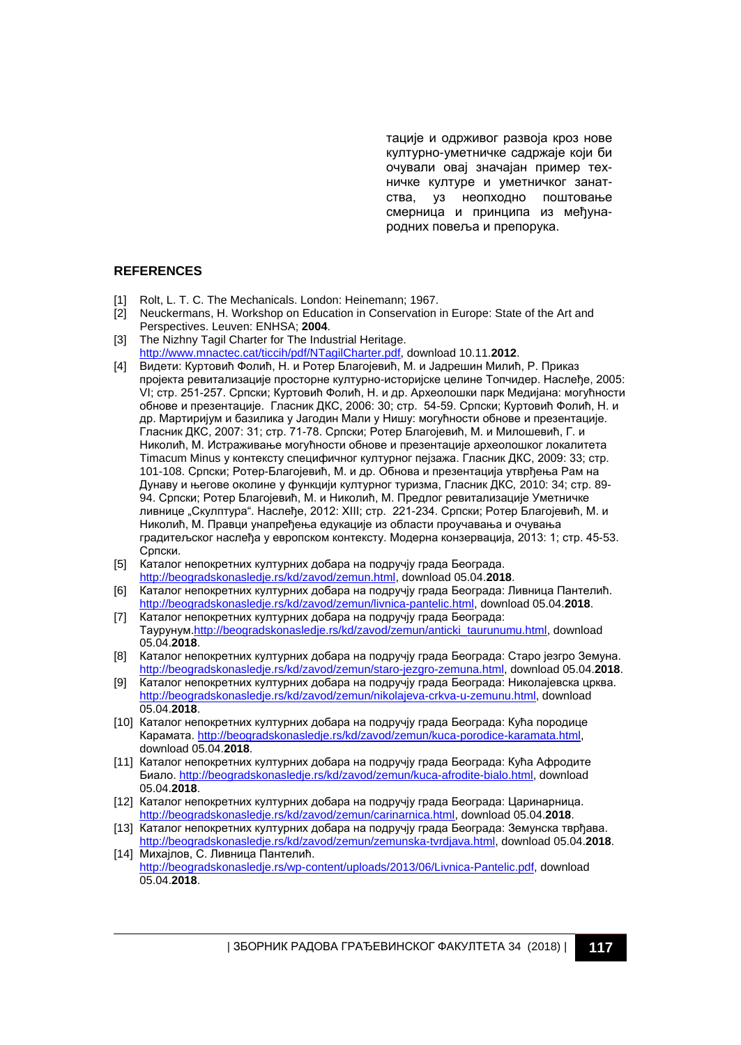тације и одрживог развоја кроз нове културно-уметничке садржаје који би очували овај значајан пример техничке културе и уметничког занатства, уз неопходно поштовање смерница и принципа из међународних повеља и препорука.

## REFERENCES

[1] Rolt, L. T. C. The Mechanicals. London: Heinemann; 1967.

[2] Neuckermans, H. Workshop on Education in Conservation in Europe: State of the Art and Perspectives. Leuven: ENHSA; **2004**.

[3] The Nizhny Tagil Charter for The Industrial Heritage. http://www.mnactec.cat/ticcih/pdf/NTagilCharter.pdf, download 10.11.**2012**.

[4] Видети: Куртовић Фолић, Н. и Ротер Благојевић, М. и Јадрешин Милић, Р. Приказ пројекта ревитализације просторне културно-историјске целине Топчидер. Наслеђе, 2005: VI; стр. 251-257. Српски; Куртовић Фолић, Н. и др. Археолошки парк Медијана: могућности обнове и презентације. Гласник ДКС, 2006: 30; стр. 54-59. Српски; Куртовић Фолић, Н. и др. Мартиријум и базилика у Јагодин Мали у Нишу: могућности обнове и презентације. Гласник ДКС, 2007: 31; стр. 71-78. Српски; Ротер Благојевић, М. и Милошевић, Г. и Николић, М. Истраживање могућности обнове и презентације археолошког локалитета Timacum Minus у контексту специфичног културног пејзажа. Гласник ДКС, 2009: 33; стр. 101-108. Српски; Ротер-Благојевић, М. и др. Обнова и презентација утврђења Рам на Дунаву и његове околине у функцији културног туризма, Гласник ДКС, 2010: 34; стр. 89-94. Српски; Ротер Благојевић, М. и Николић, М. Предлог ревитализације Уметничке ливнице „Скулптура". Наслеђе, 2012: XIII; стр. 221-234. Српски; Ротер Благојевић, М. и Николић, М. Правци унапређења едукације из области проучавања и очувања градитељског наслеђа у европском контексту. Модерна конзервација, 2013: 1; стр. 45-53. Српски.

[5] Каталог непокретних културних добара на подручју града Београда. http://beogradskonasledje.rs/kd/zavod/zemun.html, download 05.04.**2018**.

[6] Каталог непокретних културних добара на подручју града Београда: Ливница Пантелић. http://beogradskonasledje.rs/kd/zavod/zemun/livnica-pantelic.html, download 05.04.**2018**.

[7] Каталог непокретних културних добара на подручју града Београда: Тaурунум.http://beogradskonasledje.rs/kd/zavod/zemun/anticki_taurunumu.html, download 05.04.**2018**.

[8] Каталог непокретних културних добара на подручју града Београда: Старо језгро Земуна. http://beogradskonasledje.rs/kd/zavod/zemun/staro-jezgro-zemuna.html, download 05.04.**2018**.

[9] Каталог непокретних културних добара на подручју града Београда: Николајевска црква. http://beogradskonasledje.rs/kd/zavod/zemun/nikolajeva-crkva-u-zemunu.html, download 05.04.**2018**.

[10] Каталог непокретних културних добара на подручју града Београда: Кућа породице Карамата. http://beogradskonasledje.rs/kd/zavod/zemun/kuca-porodice-karamata.html, download 05.04.**2018**.

[11] Каталог непокретних културних добара на подручју града Београда: Кућа Афродите Биало. http://beogradskonasledje.rs/kd/zavod/zemun/kuca-afrodite-bialo.html, download 05.04.**2018**.

[12] Каталог непокретних културних добара на подручју града Београда: Царинарница. http://beogradskonasledje.rs/kd/zavod/zemun/carinarnica.html, download 05.04.**2018**.

[13] Каталог непокретних културних добара на подручју града Београда: Земунска тврђава. http://beogradskonasledje.rs/kd/zavod/zemun/zemunska-tvrdjava.html, download 05.04.**2018**.

[14] Михајлов, С. Ливница Пантелић. http://beogradskonasledje.rs/wp-content/uploads/2013/06/Livnica-Pantelic.pdf, download 05.04.**2018**.